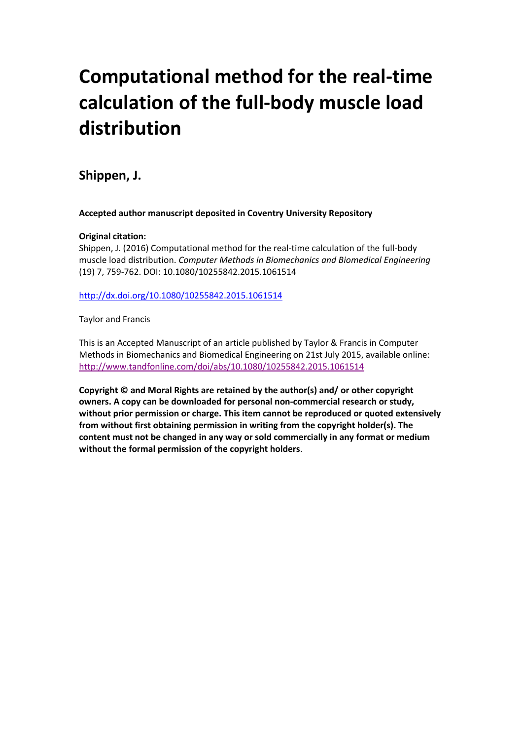# Computational method for the real-time calculation of the full-body muscle load distribution

## Shippen, J.

**Accepted author manuscript deposited in Coventry University Repository**

**Original citation:**
Shippen, J. (2016) Computational method for the real-time calculation of the full-body muscle load distribution. *Computer Methods in Biomechanics and Biomedical Engineering* (19) 7, 759-762. DOI: 10.1080/10255842.2015.1061514

http://dx.doi.org/10.1080/10255842.2015.1061514

Taylor and Francis

This is an Accepted Manuscript of an article published by Taylor & Francis in Computer Methods in Biomechanics and Biomedical Engineering on 21st July 2015, available online: http://www.tandfonline.com/doi/abs/10.1080/10255842.2015.1061514

**Copyright © and Moral Rights are retained by the author(s) and/ or other copyright owners. A copy can be downloaded for personal non-commercial research or study, without prior permission or charge. This item cannot be reproduced or quoted extensively from without first obtaining permission in writing from the copyright holder(s). The content must not be changed in any way or sold commercially in any format or medium without the formal permission of the copyright holders**.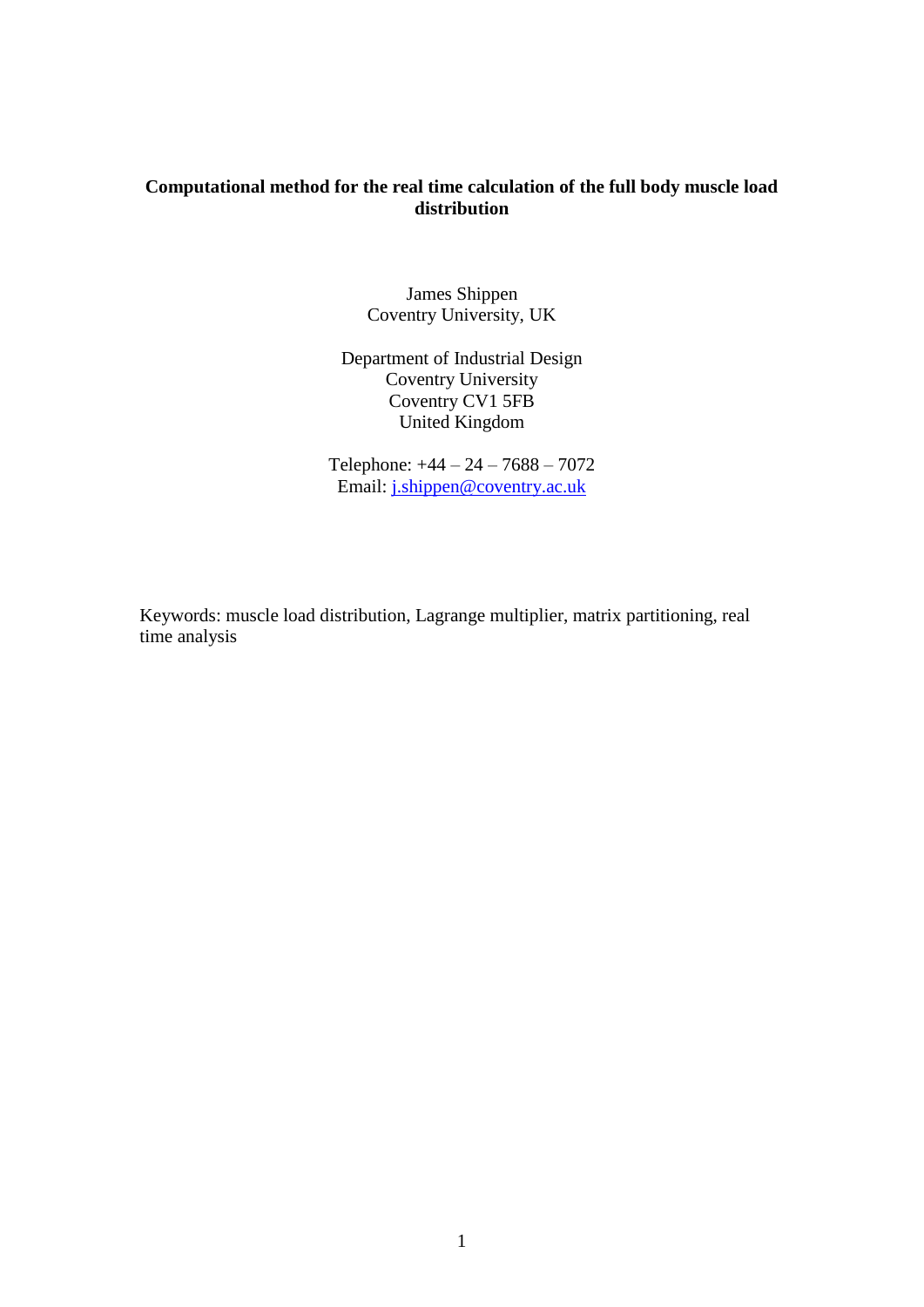**Computational method for the real time calculation of the full body muscle load distribution**

James Shippen  
Coventry University, UK

Department of Industrial Design  
Coventry University  
Coventry CV1 5FB  
United Kingdom

Telephone: +44 – 24 – 7688 – 7072  
Email: j.shippen@coventry.ac.uk

Keywords: muscle load distribution, Lagrange multiplier, matrix partitioning, real time analysis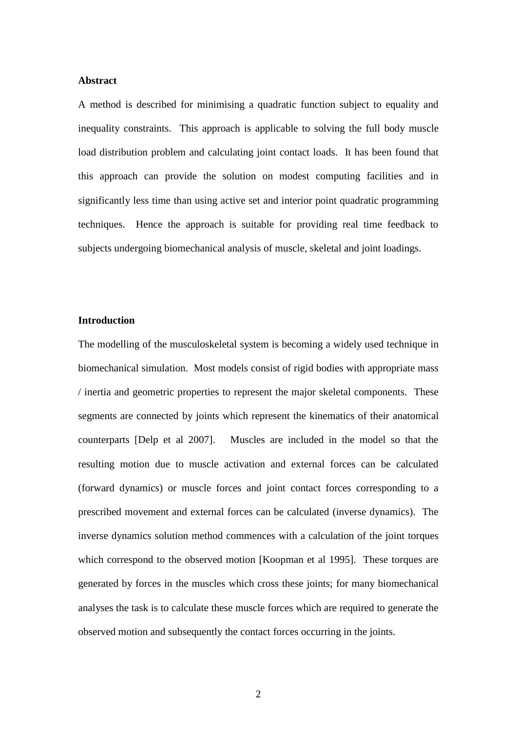## Abstract

A method is described for minimising a quadratic function subject to equality and inequality constraints. This approach is applicable to solving the full body muscle load distribution problem and calculating joint contact loads. It has been found that this approach can provide the solution on modest computing facilities and in significantly less time than using active set and interior point quadratic programming techniques. Hence the approach is suitable for providing real time feedback to subjects undergoing biomechanical analysis of muscle, skeletal and joint loadings.

## Introduction

The modelling of the musculoskeletal system is becoming a widely used technique in biomechanical simulation. Most models consist of rigid bodies with appropriate mass / inertia and geometric properties to represent the major skeletal components. These segments are connected by joints which represent the kinematics of their anatomical counterparts [Delp et al 2007]. Muscles are included in the model so that the resulting motion due to muscle activation and external forces can be calculated (forward dynamics) or muscle forces and joint contact forces corresponding to a prescribed movement and external forces can be calculated (inverse dynamics). The inverse dynamics solution method commences with a calculation of the joint torques which correspond to the observed motion [Koopman et al 1995]. These torques are generated by forces in the muscles which cross these joints; for many biomechanical analyses the task is to calculate these muscle forces which are required to generate the observed motion and subsequently the contact forces occurring in the joints.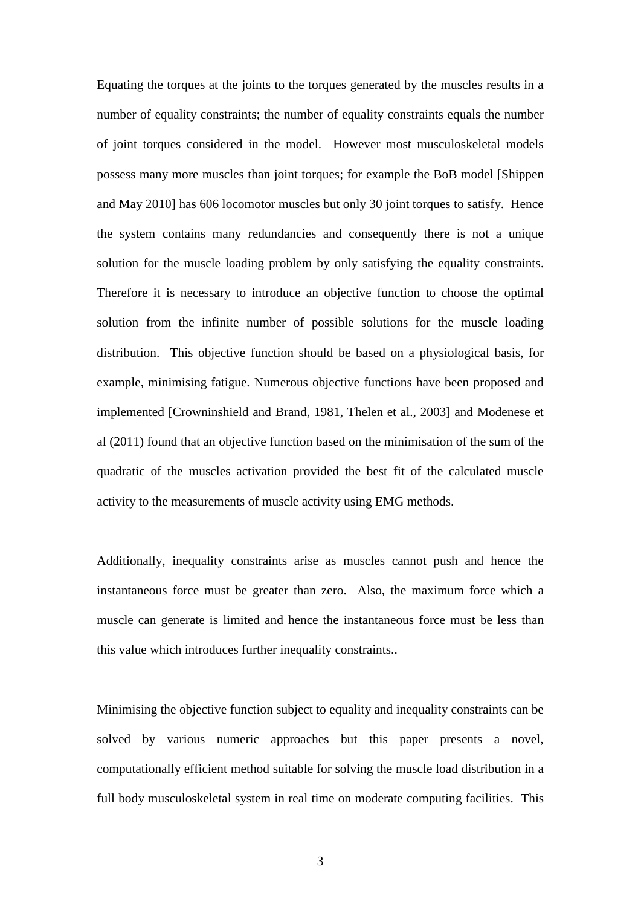Equating the torques at the joints to the torques generated by the muscles results in a number of equality constraints; the number of equality constraints equals the number of joint torques considered in the model. However most musculoskeletal models possess many more muscles than joint torques; for example the BoB model [Shippen and May 2010] has 606 locomotor muscles but only 30 joint torques to satisfy. Hence the system contains many redundancies and consequently there is not a unique solution for the muscle loading problem by only satisfying the equality constraints. Therefore it is necessary to introduce an objective function to choose the optimal solution from the infinite number of possible solutions for the muscle loading distribution. This objective function should be based on a physiological basis, for example, minimising fatigue. Numerous objective functions have been proposed and implemented [Crowninshield and Brand, 1981, Thelen et al., 2003] and Modenese et al (2011) found that an objective function based on the minimisation of the sum of the quadratic of the muscles activation provided the best fit of the calculated muscle activity to the measurements of muscle activity using EMG methods.

Additionally, inequality constraints arise as muscles cannot push and hence the instantaneous force must be greater than zero. Also, the maximum force which a muscle can generate is limited and hence the instantaneous force must be less than this value which introduces further inequality constraints..

Minimising the objective function subject to equality and inequality constraints can be solved by various numeric approaches but this paper presents a novel, computationally efficient method suitable for solving the muscle load distribution in a full body musculoskeletal system in real time on moderate computing facilities. This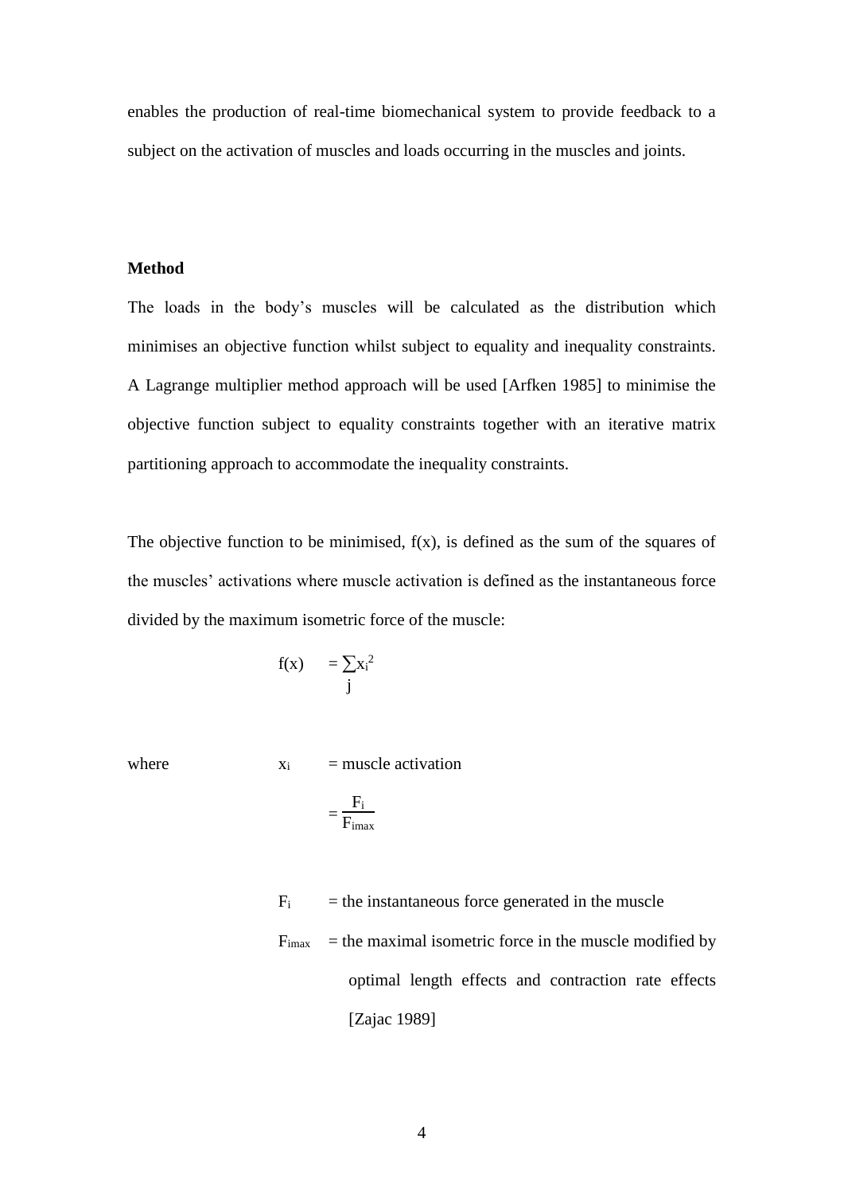enables the production of real-time biomechanical system to provide feedback to a subject on the activation of muscles and loads occurring in the muscles and joints.

**Method**

The loads in the body's muscles will be calculated as the distribution which minimises an objective function whilst subject to equality and inequality constraints. A Lagrange multiplier method approach will be used [Arfken 1985] to minimise the objective function subject to equality constraints together with an iterative matrix partitioning approach to accommodate the inequality constraints.

The objective function to be minimised, f(x), is defined as the sum of the squares of the muscles' activations where muscle activation is defined as the instantaneous force divided by the maximum isometric force of the muscle:

$$f(x) = \sum_{j} x_i^2$$

where $x_i$ = muscle activation

$$= \frac{F_i}{F_{imax}}$$

$F_i$ = the instantaneous force generated in the muscle

$F_{imax}$ = the maximal isometric force in the muscle modified by optimal length effects and contraction rate effects [Zajac 1989]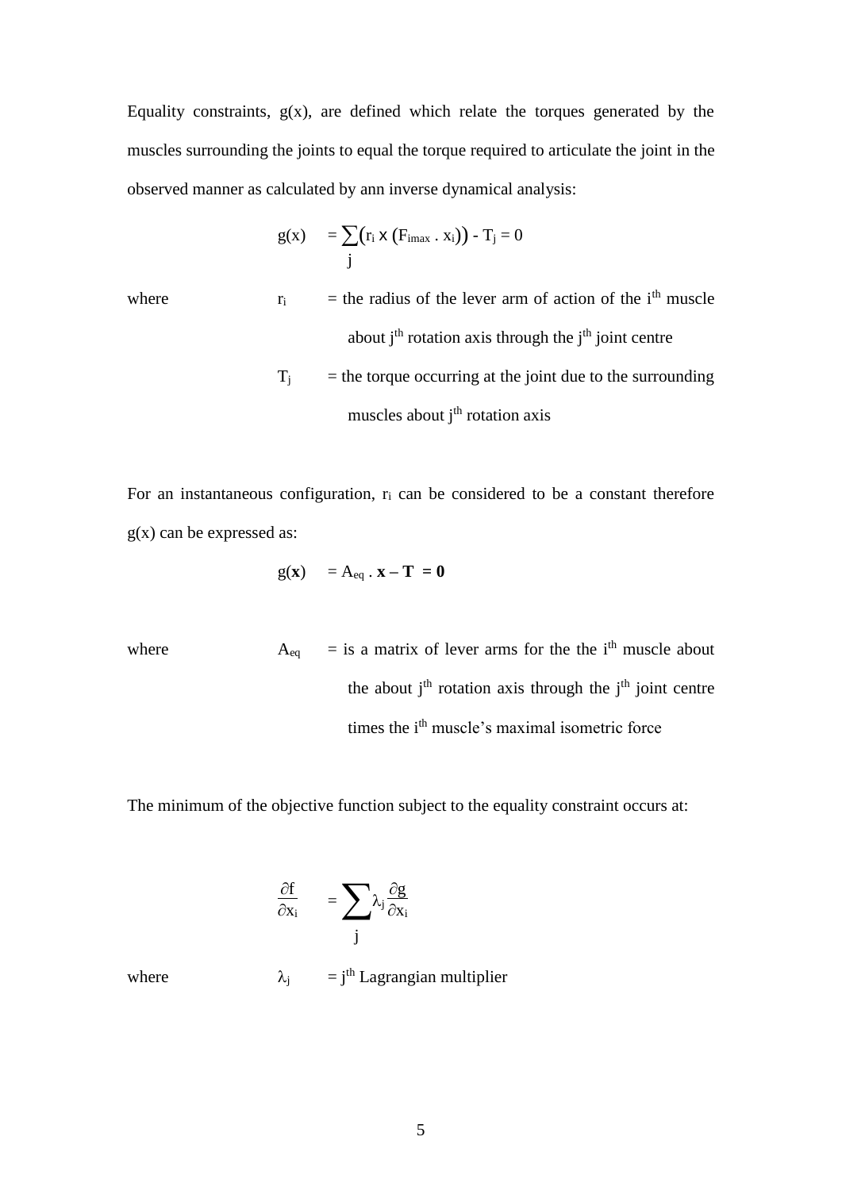Equality constraints, g(x), are defined which relate the torques generated by the muscles surrounding the joints to equal the torque required to articulate the joint in the observed manner as calculated by ann inverse dynamical analysis:

$$g(x) = \sum_{j} \left(r_i \times (F_{imax} \,.\, x_i)\right) - T_j = 0$$

where $r_i$ = the radius of the lever arm of action of the $i^{th}$ muscle about $j^{th}$ rotation axis through the $j^{th}$ joint centre

$T_j$ = the torque occurring at the joint due to the surrounding muscles about $j^{th}$ rotation axis

For an instantaneous configuration, $r_i$ can be considered to be a constant therefore g(x) can be expressed as:

$$g(\mathbf{x}) = A_{eq} \,.\, \mathbf{x} - \mathbf{T} = \mathbf{0}$$

where $A_{eq}$ = is a matrix of lever arms for the the $i^{th}$ muscle about the about $j^{th}$ rotation axis through the $j^{th}$ joint centre times the $i^{th}$ muscle's maximal isometric force

The minimum of the objective function subject to the equality constraint occurs at:

$$\frac{\partial f}{\partial x_i} = \sum_{j} \lambda_j \frac{\partial g}{\partial x_i}$$

where $\lambda_j$ = $j^{th}$ Lagrangian multiplier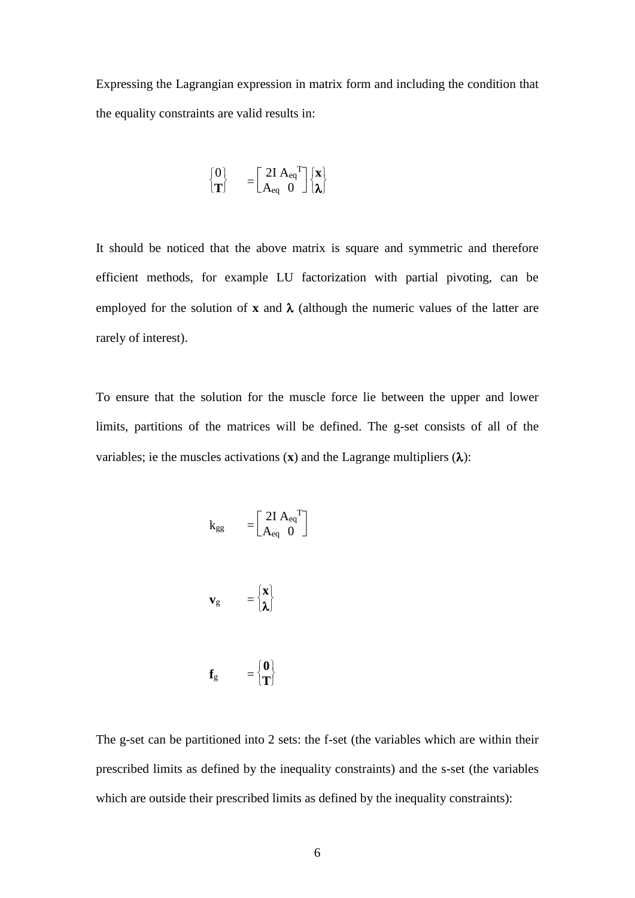Expressing the Lagrangian expression in matrix form and including the condition that the equality constraints are valid results in:

$$\begin{Bmatrix} 0 \\ \mathbf{T} \end{Bmatrix} = \begin{bmatrix} 2\mathrm{I} & \mathrm{A_{eq}}^{\mathrm{T}} \\ \mathrm{A_{eq}} & 0 \end{bmatrix} \begin{Bmatrix} \mathbf{x} \\ \boldsymbol{\lambda} \end{Bmatrix}$$

It should be noticed that the above matrix is square and symmetric and therefore efficient methods, for example LU factorization with partial pivoting, can be employed for the solution of $\mathbf{x}$ and $\boldsymbol{\lambda}$ (although the numeric values of the latter are rarely of interest).

To ensure that the solution for the muscle force lie between the upper and lower limits, partitions of the matrices will be defined. The g-set consists of all of the variables; ie the muscles activations ($\mathbf{x}$) and the Lagrange multipliers ($\boldsymbol{\lambda}$):

$$\mathrm{k_{gg}} = \begin{bmatrix} 2\mathrm{I} & \mathrm{A_{eq}}^{\mathrm{T}} \\ \mathrm{A_{eq}} & 0 \end{bmatrix}$$

$$\mathbf{v}_{\mathrm{g}} = \begin{Bmatrix} \mathbf{x} \\ \boldsymbol{\lambda} \end{Bmatrix}$$

$$\mathbf{f}_{\mathrm{g}} = \begin{Bmatrix} \mathbf{0} \\ \mathbf{T} \end{Bmatrix}$$

The g-set can be partitioned into 2 sets: the f-set (the variables which are within their prescribed limits as defined by the inequality constraints) and the s-set (the variables which are outside their prescribed limits as defined by the inequality constraints):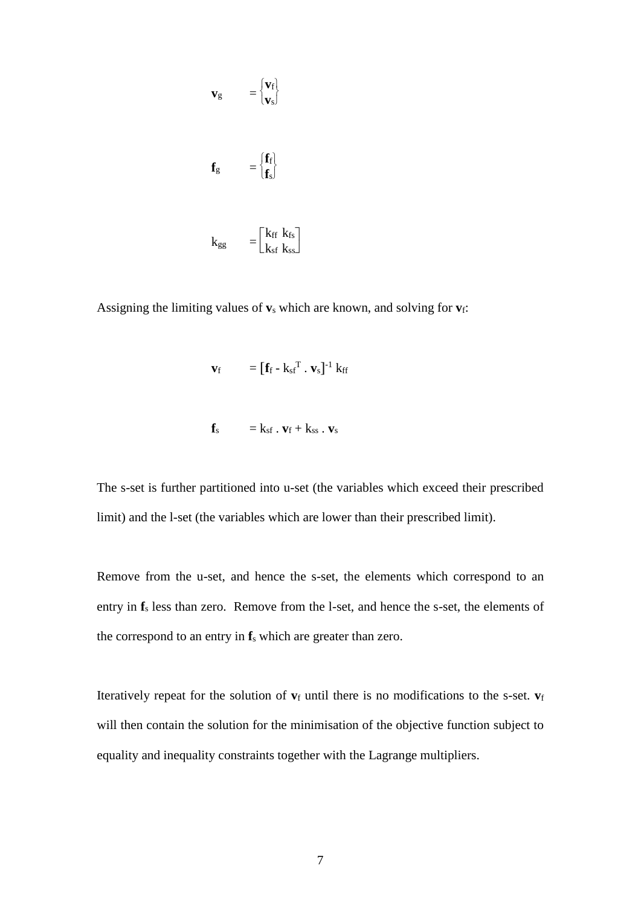$$\mathbf{v}_g = \begin{Bmatrix} \mathbf{v}_f \\ \mathbf{v}_s \end{Bmatrix}$$

$$\mathbf{f}_g = \begin{Bmatrix} \mathbf{f}_f \\ \mathbf{f}_s \end{Bmatrix}$$

$$k_{gg} = \begin{bmatrix} k_{ff} & k_{fs} \\ k_{sf} & k_{ss} \end{bmatrix}$$

Assigning the limiting values of $\mathbf{v}_s$ which are known, and solving for $\mathbf{v}_f$:

$$\mathbf{v}_f = [\mathbf{f}_f - k_{sf}^T \,.\, \mathbf{v}_s]^{-1} \, k_{ff}$$

$$\mathbf{f}_s = k_{sf} \,.\, \mathbf{v}_f + k_{ss} \,.\, \mathbf{v}_s$$

The s-set is further partitioned into u-set (the variables which exceed their prescribed limit) and the l-set (the variables which are lower than their prescribed limit).

Remove from the u-set, and hence the s-set, the elements which correspond to an entry in $\mathbf{f}_s$ less than zero. Remove from the l-set, and hence the s-set, the elements of the correspond to an entry in $\mathbf{f}_s$ which are greater than zero.

Iteratively repeat for the solution of $\mathbf{v}_f$ until there is no modifications to the s-set. $\mathbf{v}_f$ will then contain the solution for the minimisation of the objective function subject to equality and inequality constraints together with the Lagrange multipliers.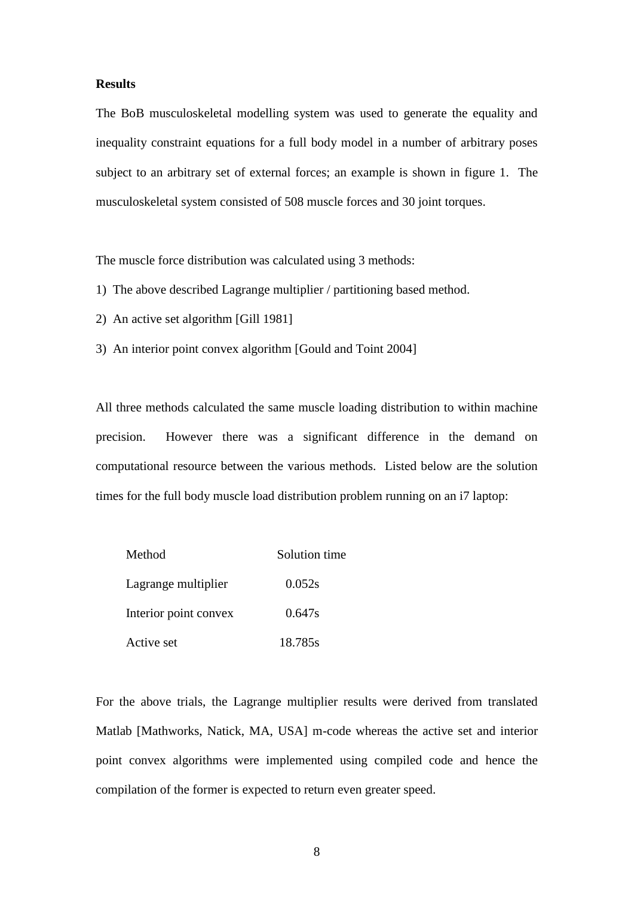**Results**

The BoB musculoskeletal modelling system was used to generate the equality and inequality constraint equations for a full body model in a number of arbitrary poses subject to an arbitrary set of external forces; an example is shown in figure 1. The musculoskeletal system consisted of 508 muscle forces and 30 joint torques.

The muscle force distribution was calculated using 3 methods:

1) The above described Lagrange multiplier / partitioning based method.
2) An active set algorithm [Gill 1981]
3) An interior point convex algorithm [Gould and Toint 2004]

All three methods calculated the same muscle loading distribution to within machine precision. However there was a significant difference in the demand on computational resource between the various methods. Listed below are the solution times for the full body muscle load distribution problem running on an i7 laptop:

| Method | Solution time |
| --- | --- |
| Lagrange multiplier | 0.052s |
| Interior point convex | 0.647s |
| Active set | 18.785s |

For the above trials, the Lagrange multiplier results were derived from translated Matlab [Mathworks, Natick, MA, USA] m-code whereas the active set and interior point convex algorithms were implemented using compiled code and hence the compilation of the former is expected to return even greater speed.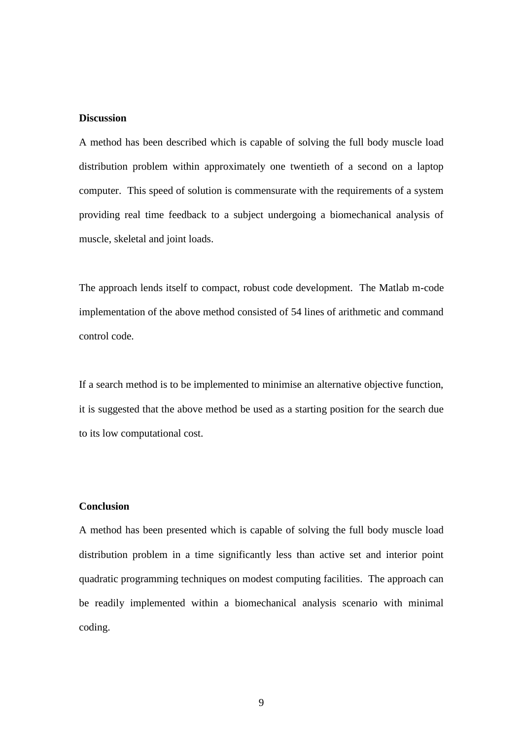**Discussion**

A method has been described which is capable of solving the full body muscle load distribution problem within approximately one twentieth of a second on a laptop computer. This speed of solution is commensurate with the requirements of a system providing real time feedback to a subject undergoing a biomechanical analysis of muscle, skeletal and joint loads.

The approach lends itself to compact, robust code development. The Matlab m-code implementation of the above method consisted of 54 lines of arithmetic and command control code.

If a search method is to be implemented to minimise an alternative objective function, it is suggested that the above method be used as a starting position for the search due to its low computational cost.

**Conclusion**

A method has been presented which is capable of solving the full body muscle load distribution problem in a time significantly less than active set and interior point quadratic programming techniques on modest computing facilities. The approach can be readily implemented within a biomechanical analysis scenario with minimal coding.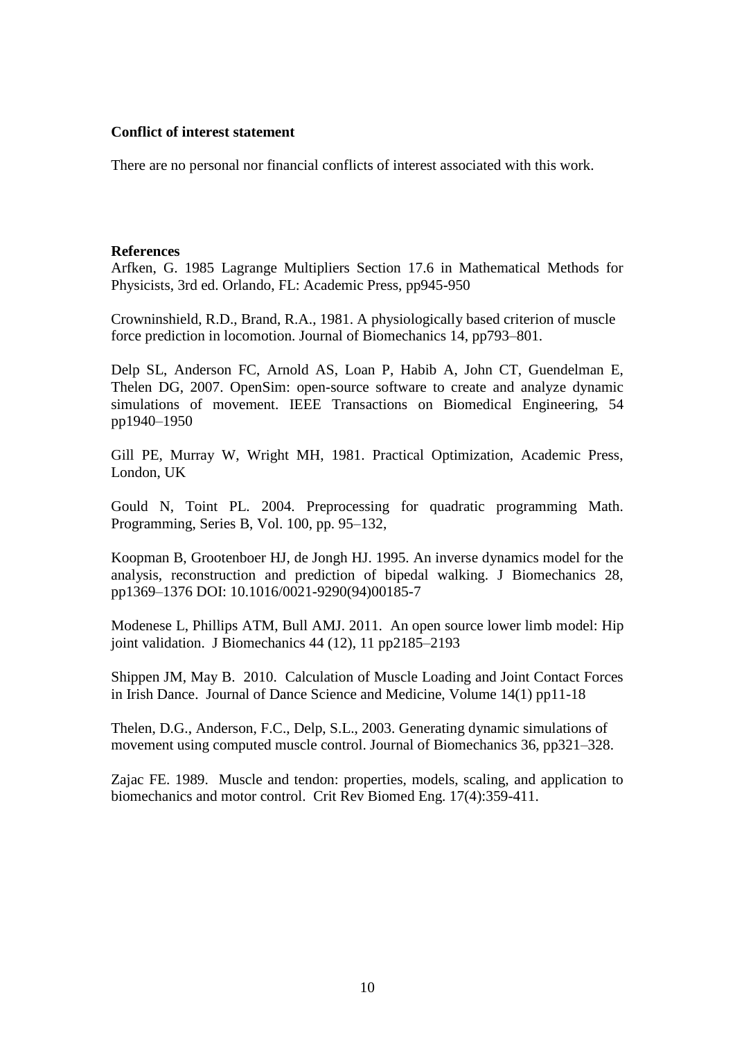**Conflict of interest statement**

There are no personal nor financial conflicts of interest associated with this work.

**References**

Arfken, G. 1985 Lagrange Multipliers Section 17.6 in Mathematical Methods for Physicists, 3rd ed. Orlando, FL: Academic Press, pp945-950

Crowninshield, R.D., Brand, R.A., 1981. A physiologically based criterion of muscle force prediction in locomotion. Journal of Biomechanics 14, pp793–801.

Delp SL, Anderson FC, Arnold AS, Loan P, Habib A, John CT, Guendelman E, Thelen DG, 2007. OpenSim: open-source software to create and analyze dynamic simulations of movement. IEEE Transactions on Biomedical Engineering, 54 pp1940–1950

Gill PE, Murray W, Wright MH, 1981. Practical Optimization, Academic Press, London, UK

Gould N, Toint PL. 2004. Preprocessing for quadratic programming Math. Programming, Series B, Vol. 100, pp. 95–132,

Koopman B, Grootenboer HJ, de Jongh HJ. 1995. An inverse dynamics model for the analysis, reconstruction and prediction of bipedal walking. J Biomechanics 28, pp1369–1376 DOI: 10.1016/0021-9290(94)00185-7

Modenese L, Phillips ATM, Bull AMJ. 2011. An open source lower limb model: Hip joint validation. J Biomechanics 44 (12), 11 pp2185–2193

Shippen JM, May B. 2010. Calculation of Muscle Loading and Joint Contact Forces in Irish Dance. Journal of Dance Science and Medicine, Volume 14(1) pp11-18

Thelen, D.G., Anderson, F.C., Delp, S.L., 2003. Generating dynamic simulations of movement using computed muscle control. Journal of Biomechanics 36, pp321–328.

Zajac FE. 1989. Muscle and tendon: properties, models, scaling, and application to biomechanics and motor control. Crit Rev Biomed Eng. 17(4):359-411.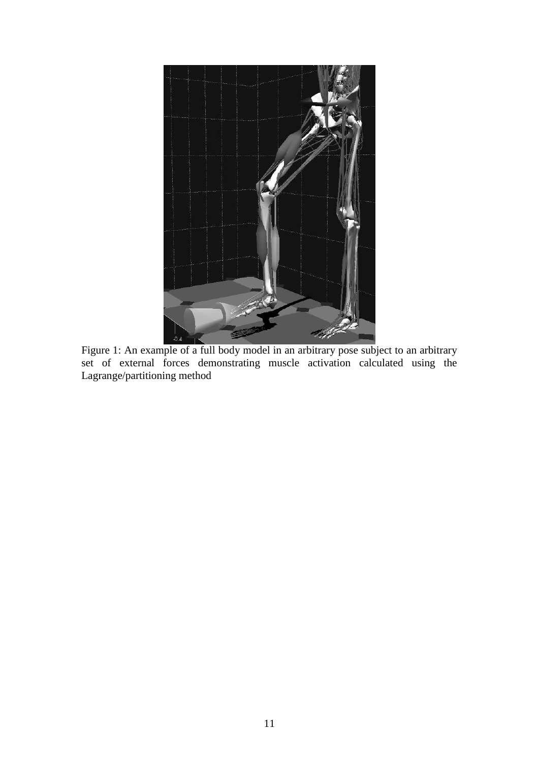Figure 1: An example of a full body model in an arbitrary pose subject to an arbitrary set of external forces demonstrating muscle activation calculated using the Lagrange/partitioning method